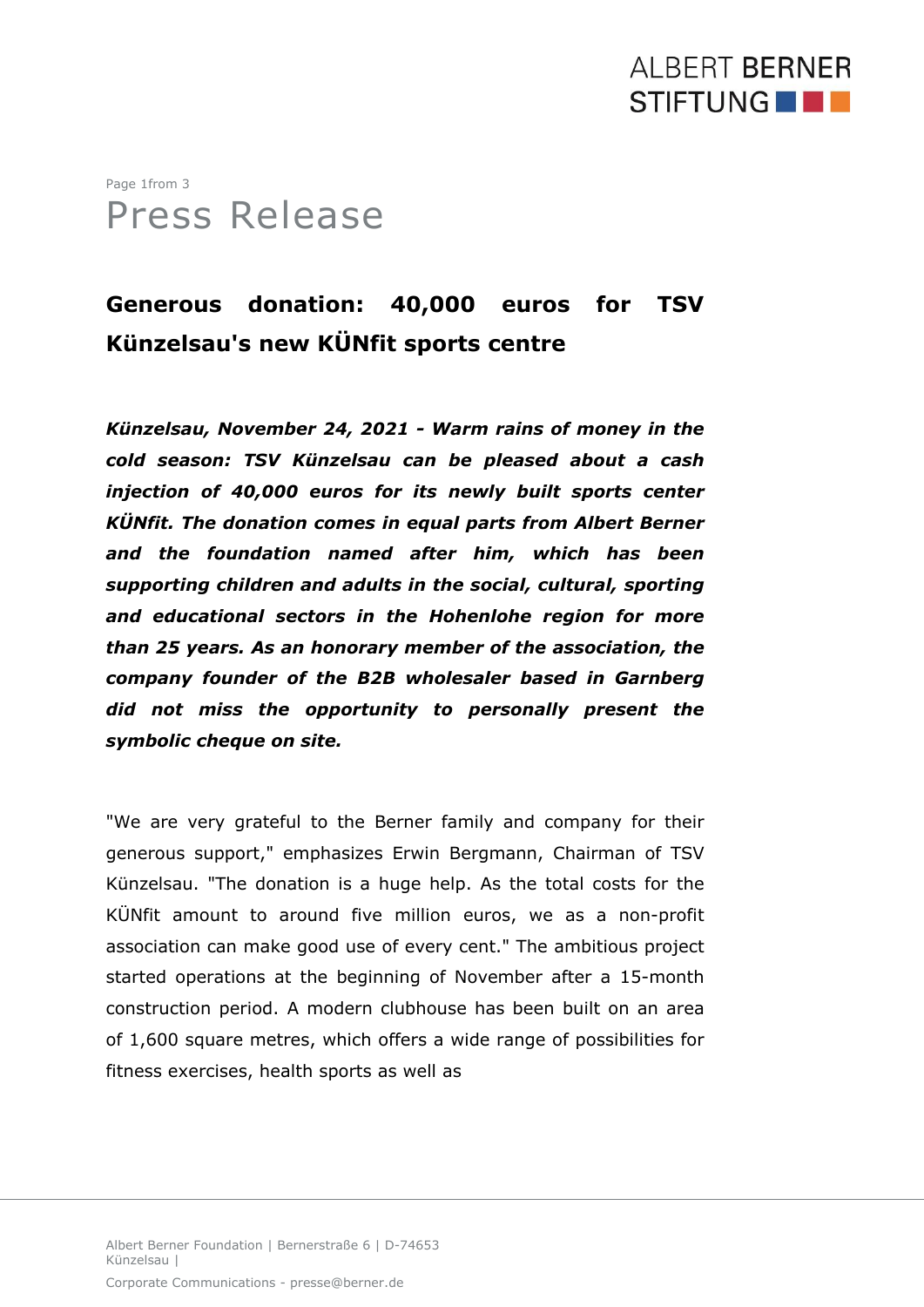# Press Release

## Generous donation: 40,000 euros for TSV Künzelsau's new KÜNfit sports centre

***Künzelsau, November 24, 2021 - Warm rains of money in the cold season: TSV Künzelsau can be pleased about a cash injection of 40,000 euros for its newly built sports center KÜNfit. The donation comes in equal parts from Albert Berner and the foundation named after him, which has been supporting children and adults in the social, cultural, sporting and educational sectors in the Hohenlohe region for more than 25 years. As an honorary member of the association, the company founder of the B2B wholesaler based in Garnberg did not miss the opportunity to personally present the symbolic cheque on site.***

"We are very grateful to the Berner family and company for their generous support," emphasizes Erwin Bergmann, Chairman of TSV Künzelsau. "The donation is a huge help. As the total costs for the KÜNfit amount to around five million euros, we as a non-profit association can make good use of every cent." The ambitious project started operations at the beginning of November after a 15-month construction period. A modern clubhouse has been built on an area of 1,600 square metres, which offers a wide range of possibilities for fitness exercises, health sports as well as

Albert Berner Foundation | Bernerstraße 6 | D-74653 Künzelsau |

Corporate Communications - presse@berner.de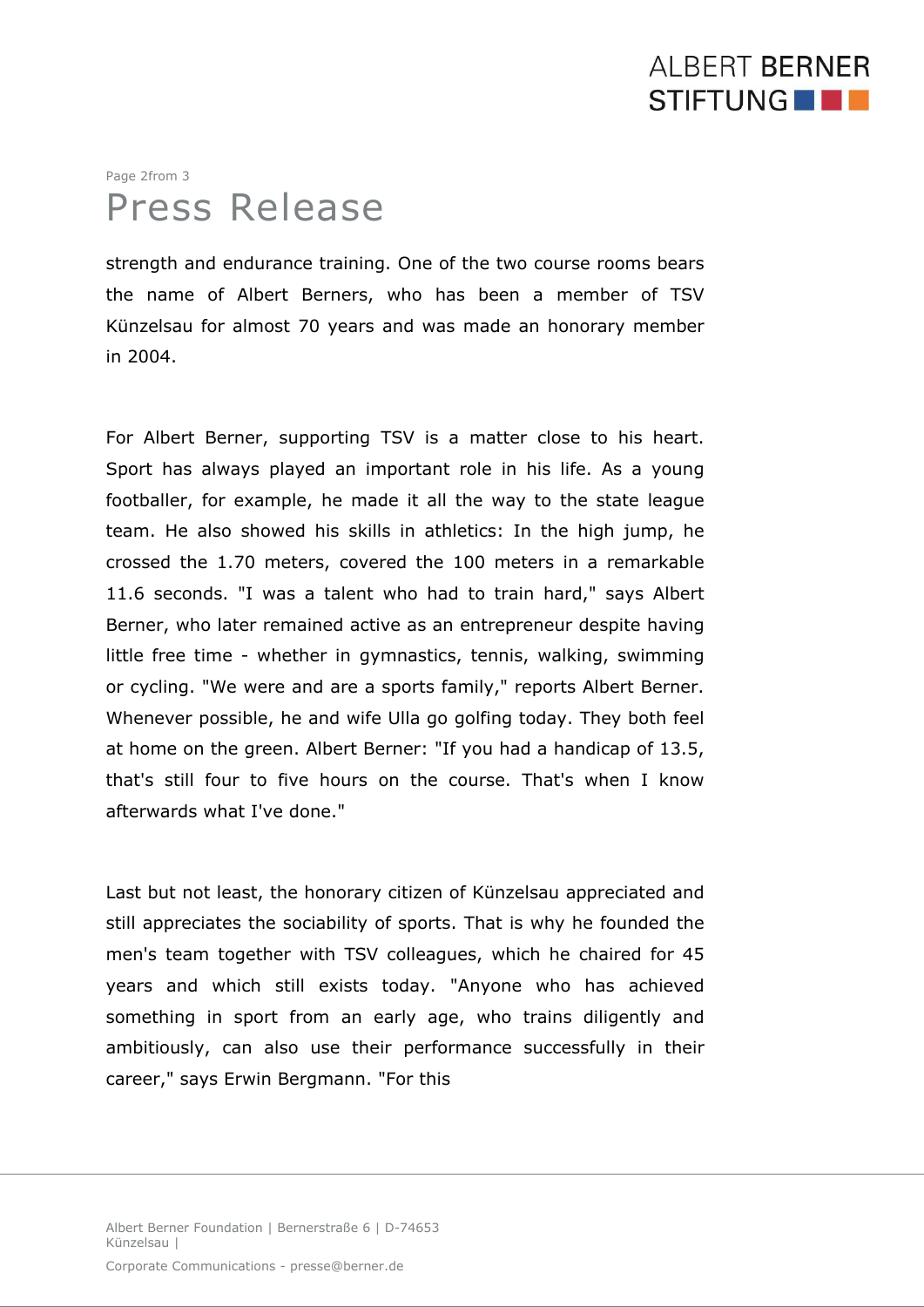strength and endurance training. One of the two course rooms bears the name of Albert Berners, who has been a member of TSV Künzelsau for almost 70 years and was made an honorary member in 2004.

For Albert Berner, supporting TSV is a matter close to his heart. Sport has always played an important role in his life. As a young footballer, for example, he made it all the way to the state league team. He also showed his skills in athletics: In the high jump, he crossed the 1.70 meters, covered the 100 meters in a remarkable 11.6 seconds. "I was a talent who had to train hard," says Albert Berner, who later remained active as an entrepreneur despite having little free time - whether in gymnastics, tennis, walking, swimming or cycling. "We were and are a sports family," reports Albert Berner. Whenever possible, he and wife Ulla go golfing today. They both feel at home on the green. Albert Berner: "If you had a handicap of 13.5, that's still four to five hours on the course. That's when I know afterwards what I've done."

Last but not least, the honorary citizen of Künzelsau appreciated and still appreciates the sociability of sports. That is why he founded the men's team together with TSV colleagues, which he chaired for 45 years and which still exists today. "Anyone who has achieved something in sport from an early age, who trains diligently and ambitiously, can also use their performance successfully in their career," says Erwin Bergmann. "For this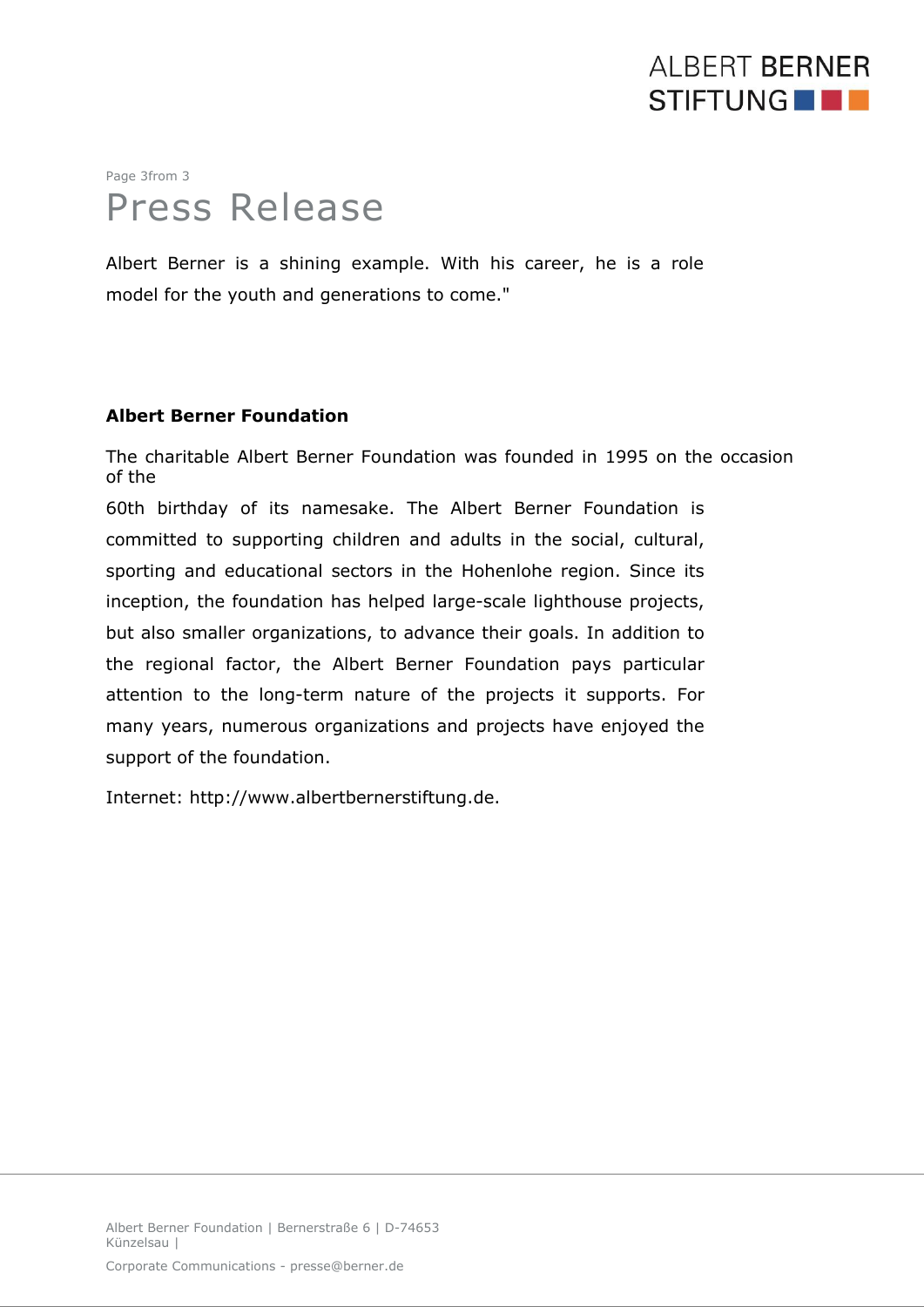# Press Release

Albert Berner is a shining example. With his career, he is a role model for the youth and generations to come."

**Albert Berner Foundation**

The charitable Albert Berner Foundation was founded in 1995 on the occasion of the 60th birthday of its namesake. The Albert Berner Foundation is committed to supporting children and adults in the social, cultural, sporting and educational sectors in the Hohenlohe region. Since its inception, the foundation has helped large-scale lighthouse projects, but also smaller organizations, to advance their goals. In addition to the regional factor, the Albert Berner Foundation pays particular attention to the long-term nature of the projects it supports. For many years, numerous organizations and projects have enjoyed the support of the foundation.

Internet: http://www.albertbernerstiftung.de.

Albert Berner Foundation | Bernerstraße 6 | D-74653 Künzelsau |

Corporate Communications - presse@berner.de